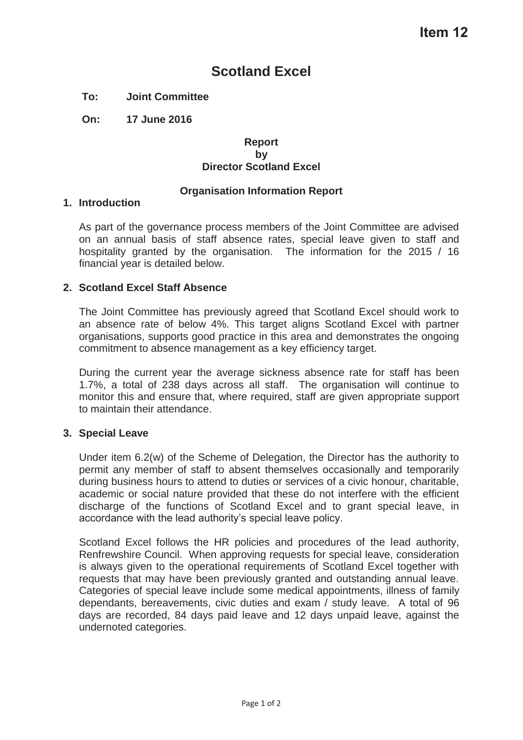**Item 12**

# Scotland Excel

**To: Joint Committee**

**On: 17 June 2016**

**Report**
**by**
**Director Scotland Excel**

**Organisation Information Report**

## 1. Introduction

As part of the governance process members of the Joint Committee are advised on an annual basis of staff absence rates, special leave given to staff and hospitality granted by the organisation. The information for the 2015 / 16 financial year is detailed below.

## 2. Scotland Excel Staff Absence

The Joint Committee has previously agreed that Scotland Excel should work to an absence rate of below 4%. This target aligns Scotland Excel with partner organisations, supports good practice in this area and demonstrates the ongoing commitment to absence management as a key efficiency target.

During the current year the average sickness absence rate for staff has been 1.7%, a total of 238 days across all staff. The organisation will continue to monitor this and ensure that, where required, staff are given appropriate support to maintain their attendance.

## 3. Special Leave

Under item 6.2(w) of the Scheme of Delegation, the Director has the authority to permit any member of staff to absent themselves occasionally and temporarily during business hours to attend to duties or services of a civic honour, charitable, academic or social nature provided that these do not interfere with the efficient discharge of the functions of Scotland Excel and to grant special leave, in accordance with the lead authority's special leave policy.

Scotland Excel follows the HR policies and procedures of the lead authority, Renfrewshire Council. When approving requests for special leave, consideration is always given to the operational requirements of Scotland Excel together with requests that may have been previously granted and outstanding annual leave. Categories of special leave include some medical appointments, illness of family dependants, bereavements, civic duties and exam / study leave. A total of 96 days are recorded, 84 days paid leave and 12 days unpaid leave, against the undernoted categories.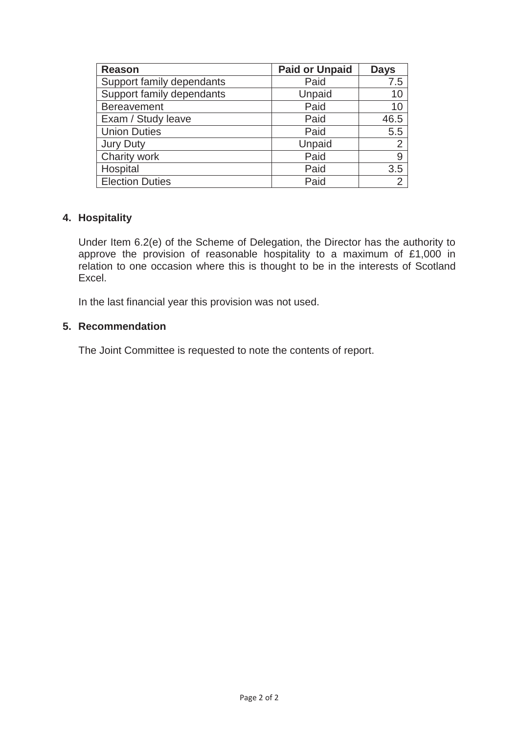| Reason | Paid or Unpaid | Days |
| --- | --- | --- |
| Support family dependants | Paid | 7.5 |
| Support family dependants | Unpaid | 10 |
| Bereavement | Paid | 10 |
| Exam / Study leave | Paid | 46.5 |
| Union Duties | Paid | 5.5 |
| Jury Duty | Unpaid | 2 |
| Charity work | Paid | 9 |
| Hospital | Paid | 3.5 |
| Election Duties | Paid | 2 |

## 4. Hospitality

Under Item 6.2(e) of the Scheme of Delegation, the Director has the authority to approve the provision of reasonable hospitality to a maximum of £1,000 in relation to one occasion where this is thought to be in the interests of Scotland Excel.

In the last financial year this provision was not used.

## 5. Recommendation

The Joint Committee is requested to note the contents of report.